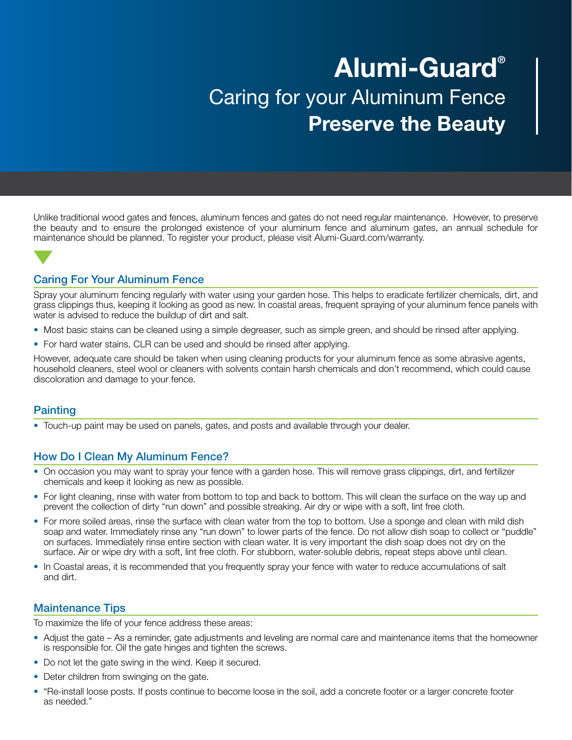# Alumi-Guard®

## Caring for your Aluminum Fence

## **Preserve the Beauty**

Unlike traditional wood gates and fences, aluminum fences and gates do not need regular maintenance. However, to preserve the beauty and to ensure the prolonged existence of your aluminum fence and aluminum gates, an annual schedule for maintenance should be planned. To register your product, please visit Alumi-Guard.com/warranty.

### Caring For Your Aluminum Fence

Spray your aluminum fencing regularly with water using your garden hose. This helps to eradicate fertilizer chemicals, dirt, and grass clippings thus, keeping it looking as good as new. In coastal areas, frequent spraying of your aluminum fence panels with water is advised to reduce the buildup of dirt and salt.

- Most basic stains can be cleaned using a simple degreaser, such as simple green, and should be rinsed after applying.
- For hard water stains, CLR can be used and should be rinsed after applying.

However, adequate care should be taken when using cleaning products for your aluminum fence as some abrasive agents, household cleaners, steel wool or cleaners with solvents contain harsh chemicals and don't recommend, which could cause discoloration and damage to your fence.

### Painting

- Touch-up paint may be used on panels, gates, and posts and available through your dealer.

### How Do I Clean My Aluminum Fence?

- On occasion you may want to spray your fence with a garden hose. This will remove grass clippings, dirt, and fertilizer chemicals and keep it looking as new as possible.
- For light cleaning, rinse with water from bottom to top and back to bottom. This will clean the surface on the way up and prevent the collection of dirty "run down" and possible streaking. Air dry or wipe with a soft, lint free cloth.
- For more soiled areas, rinse the surface with clean water from the top to bottom. Use a sponge and clean with mild dish soap and water. Immediately rinse any "run down" to lower parts of the fence. Do not allow dish soap to collect or "puddle" on surfaces. Immediately rinse entire section with clean water. It is very important the dish soap does not dry on the surface. Air or wipe dry with a soft, lint free cloth. For stubborn, water-soluble debris, repeat steps above until clean.
- In Coastal areas, it is recommended that you frequently spray your fence with water to reduce accumulations of salt and dirt.

### Maintenance Tips

To maximize the life of your fence address these areas:

- Adjust the gate – As a reminder, gate adjustments and leveling are normal care and maintenance items that the homeowner is responsible for. Oil the gate hinges and tighten the screws.
- Do not let the gate swing in the wind. Keep it secured.
- Deter children from swinging on the gate.
- "Re-install loose posts. If posts continue to become loose in the soil, add a concrete footer or a larger concrete footer as needed."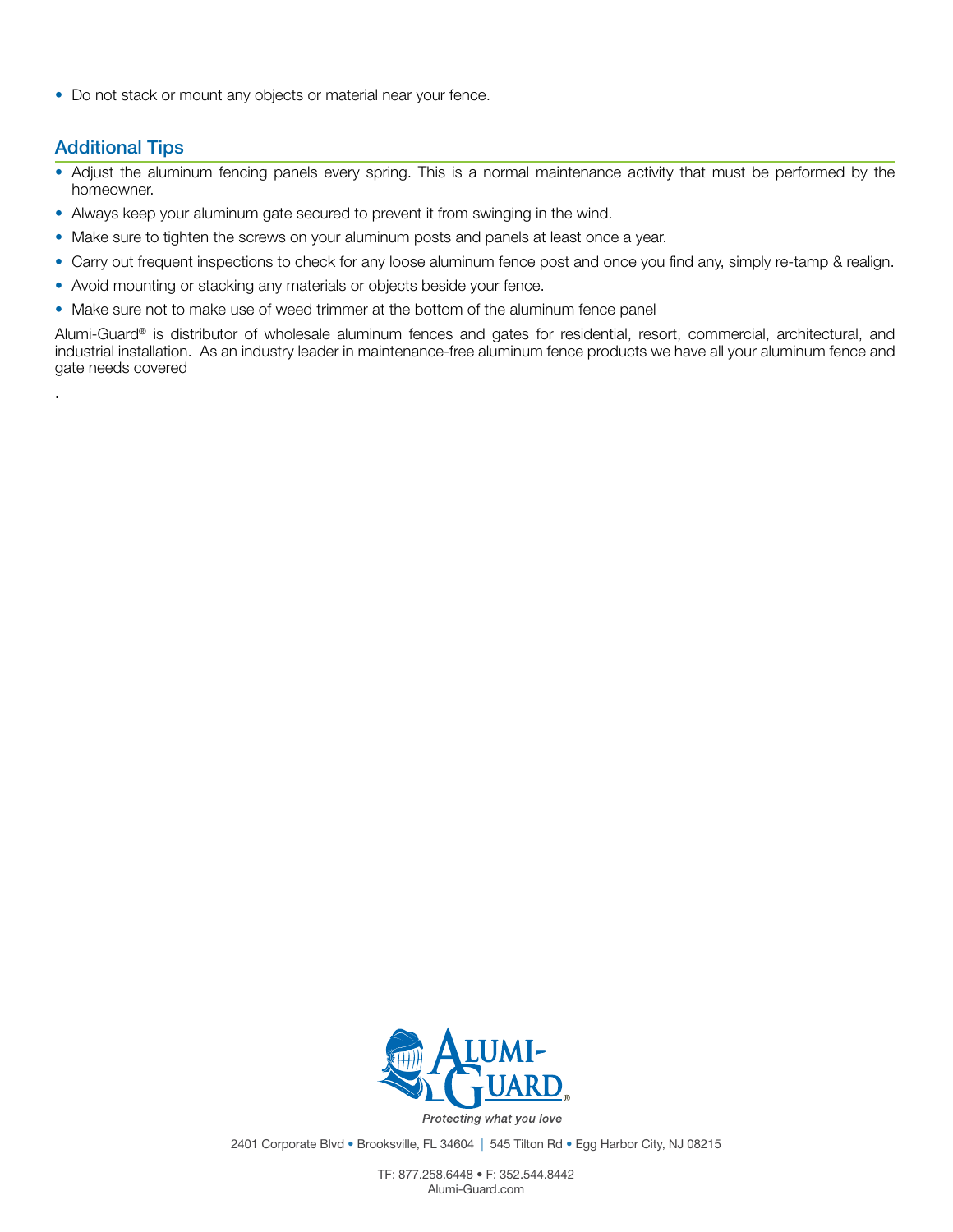- Do not stack or mount any objects or material near your fence.

## Additional Tips

- Adjust the aluminum fencing panels every spring. This is a normal maintenance activity that must be performed by the homeowner.
- Always keep your aluminum gate secured to prevent it from swinging in the wind.
- Make sure to tighten the screws on your aluminum posts and panels at least once a year.
- Carry out frequent inspections to check for any loose aluminum fence post and once you find any, simply re-tamp & realign.
- Avoid mounting or stacking any materials or objects beside your fence.
- Make sure not to make use of weed trimmer at the bottom of the aluminum fence panel

Alumi-Guard® is distributor of wholesale aluminum fences and gates for residential, resort, commercial, architectural, and industrial installation. As an industry leader in maintenance-free aluminum fence products we have all your aluminum fence and gate needs covered

.

ALUMI-GUARD®

*Protecting what you love*

2401 Corporate Blvd • Brooksville, FL 34604 | 545 Tilton Rd • Egg Harbor City, NJ 08215

TF: 877.258.6448 • F: 352.544.8442
Alumi-Guard.com